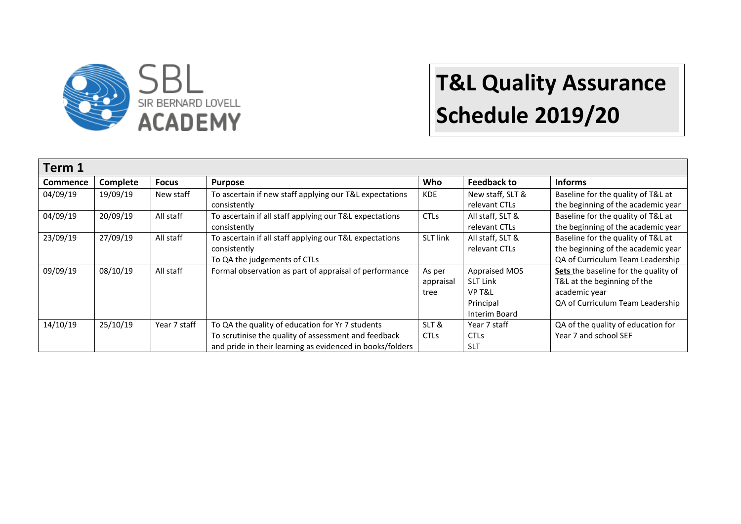SBL SIR BERNARD LOVELL ACADEMY

# T&L Quality Assurance Schedule 2019/20

## Term 1

| Commence | Complete | Focus | Purpose | Who | Feedback to | Informs |
|---|---|---|---|---|---|---|
| 04/09/19 | 19/09/19 | New staff | To ascertain if new staff applying our T&L expectations consistently | KDE | New staff, SLT & relevant CTLs | Baseline for the quality of T&L at the beginning of the academic year |
| 04/09/19 | 20/09/19 | All staff | To ascertain if all staff applying our T&L expectations consistently | CTLs | All staff, SLT & relevant CTLs | Baseline for the quality of T&L at the beginning of the academic year |
| 23/09/19 | 27/09/19 | All staff | To ascertain if all staff applying our T&L expectations consistently<br>To QA the judgements of CTLs | SLT link | All staff, SLT & relevant CTLs | Baseline for the quality of T&L at the beginning of the academic year<br>QA of Curriculum Team Leadership |
| 09/09/19 | 08/10/19 | All staff | Formal observation as part of appraisal of performance | As per appraisal tree | Appraised MOS<br>SLT Link<br>VP T&L<br>Principal<br>Interim Board | **Sets** the baseline for the quality of T&L at the beginning of the academic year<br>QA of Curriculum Team Leadership |
| 14/10/19 | 25/10/19 | Year 7 staff | To QA the quality of education for Yr 7 students<br>To scrutinise the quality of assessment and feedback and pride in their learning as evidenced in books/folders | SLT & CTLs | Year 7 staff<br>CTLs<br>SLT | QA of the quality of education for Year 7 and school SEF |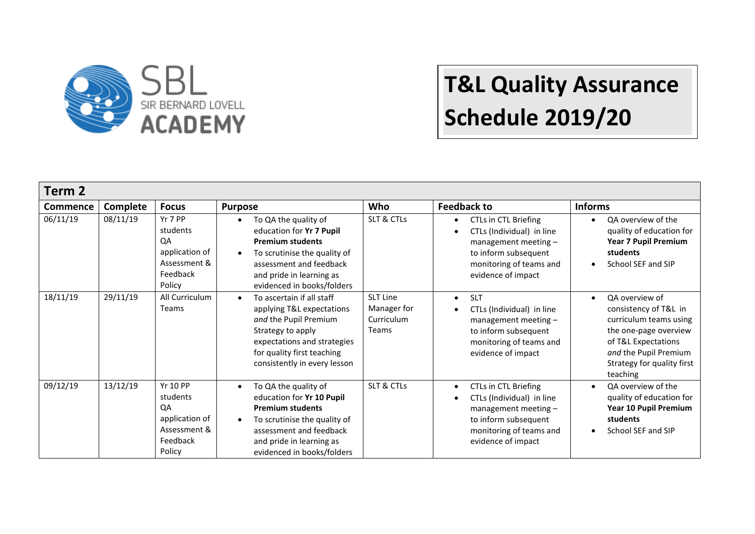SBL SIR BERNARD LOVELL ACADEMY

# T&L Quality Assurance Schedule 2019/20

## Term 2

| Commence | Complete | Focus | Purpose | Who | Feedback to | Informs |
|---|---|---|---|---|---|---|
| 06/11/19 | 08/11/19 | Yr 7 PP students QA application of Assessment & Feedback Policy | • To QA the quality of education for **Yr 7 Pupil Premium students**<br>• To scrutinise the quality of assessment and feedback and pride in learning as evidenced in books/folders | SLT & CTLs | • CTLs in CTL Briefing<br>• CTLs (Individual) in line management meeting – to inform subsequent monitoring of teams and evidence of impact | • QA overview of the quality of education for **Year 7 Pupil Premium students**<br>• School SEF and SIP |
| 18/11/19 | 29/11/19 | All Curriculum Teams | • To ascertain if all staff applying T&L expectations *and* the Pupil Premium Strategy to apply expectations and strategies for quality first teaching consistently in every lesson | SLT Line Manager for Curriculum Teams | • SLT<br>• CTLs (Individual) in line management meeting – to inform subsequent monitoring of teams and evidence of impact | • QA overview of consistency of T&L in curriculum teams using the one-page overview of T&L Expectations *and* the Pupil Premium Strategy for quality first teaching |
| 09/12/19 | 13/12/19 | Yr 10 PP students QA application of Assessment & Feedback Policy | • To QA the quality of education for **Yr 10 Pupil Premium students**<br>• To scrutinise the quality of assessment and feedback and pride in learning as evidenced in books/folders | SLT & CTLs | • CTLs in CTL Briefing<br>• CTLs (Individual) in line management meeting – to inform subsequent monitoring of teams and evidence of impact | • QA overview of the quality of education for **Year 10 Pupil Premium students**<br>• School SEF and SIP |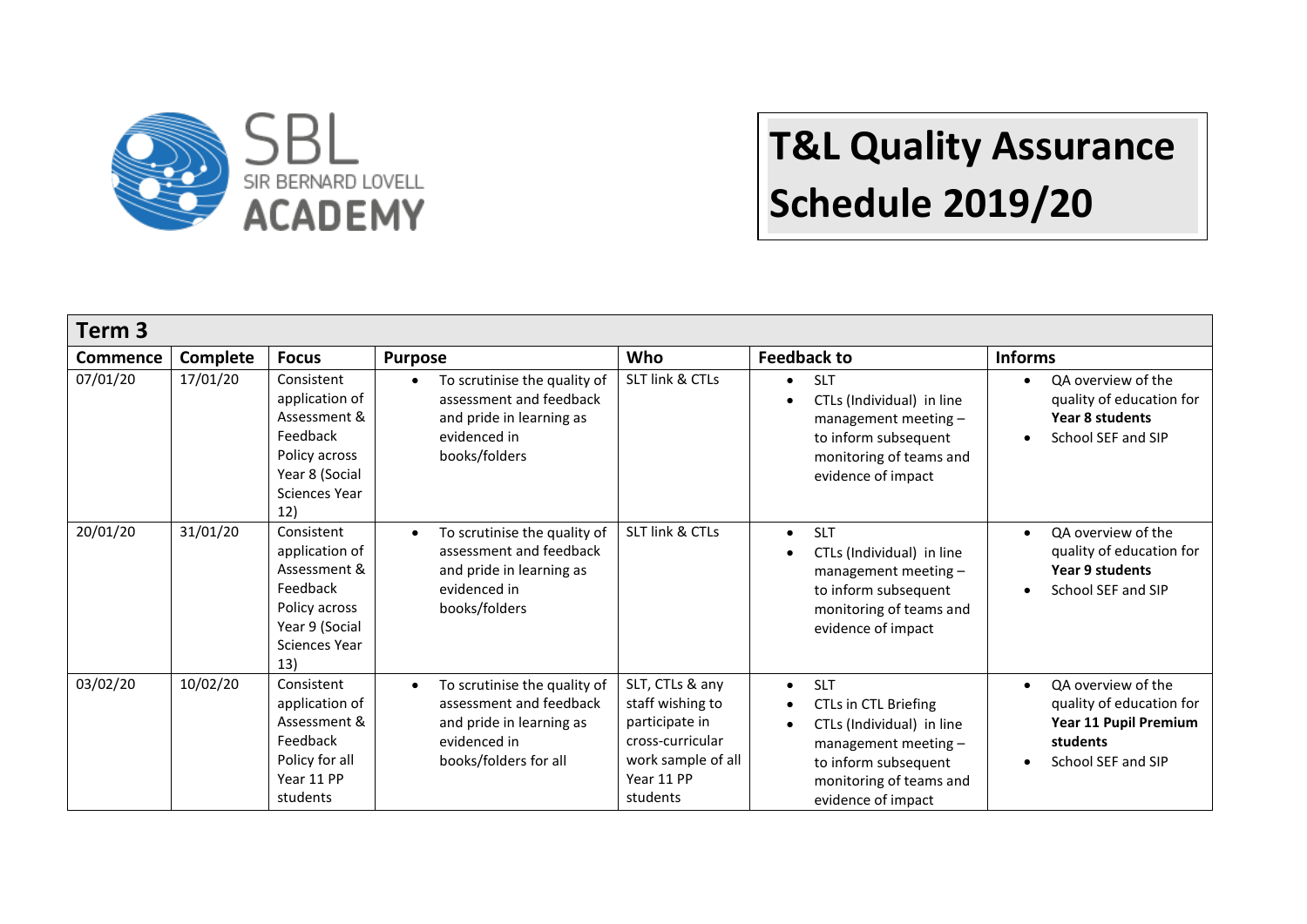SBL SIR BERNARD LOVELL ACADEMY

# T&L Quality Assurance Schedule 2019/20

| Term 3 | | | | | | |
|---|---|---|---|---|---|---|
| **Commence** | **Complete** | **Focus** | **Purpose** | **Who** | **Feedback to** | **Informs** |
| 07/01/20 | 17/01/20 | Consistent application of Assessment & Feedback Policy across Year 8 (Social Sciences Year 12) | • To scrutinise the quality of assessment and feedback and pride in learning as evidenced in books/folders | SLT link & CTLs | • SLT<br>• CTLs (Individual) in line management meeting – to inform subsequent monitoring of teams and evidence of impact | • QA overview of the quality of education for **Year 8 students**<br>• School SEF and SIP |
| 20/01/20 | 31/01/20 | Consistent application of Assessment & Feedback Policy across Year 9 (Social Sciences Year 13) | • To scrutinise the quality of assessment and feedback and pride in learning as evidenced in books/folders | SLT link & CTLs | • SLT<br>• CTLs (Individual) in line management meeting – to inform subsequent monitoring of teams and evidence of impact | • QA overview of the quality of education for **Year 9 students**<br>• School SEF and SIP |
| 03/02/20 | 10/02/20 | Consistent application of Assessment & Feedback Policy for all Year 11 PP students | • To scrutinise the quality of assessment and feedback and pride in learning as evidenced in books/folders for all | SLT, CTLs & any staff wishing to participate in cross-curricular work sample of all Year 11 PP students | • SLT<br>• CTLs in CTL Briefing<br>• CTLs (Individual) in line management meeting – to inform subsequent monitoring of teams and evidence of impact | • QA overview of the quality of education for **Year 11 Pupil Premium students**<br>• School SEF and SIP |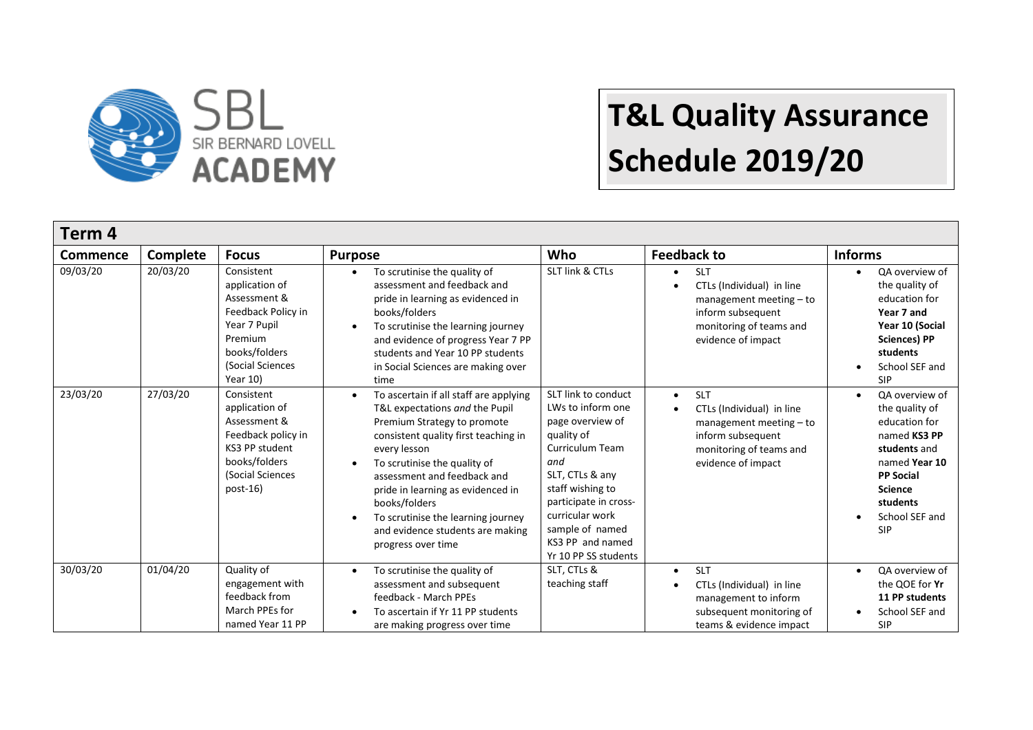# T&L Quality Assurance Schedule 2019/20

| Term 4 | | | | | | |
|---|---|---|---|---|---|---|
| **Commence** | **Complete** | **Focus** | **Purpose** | **Who** | **Feedback to** | **Informs** |
| 09/03/20 | 20/03/20 | Consistent application of Assessment & Feedback Policy in Year 7 Pupil Premium books/folders (Social Sciences Year 10) | • To scrutinise the quality of assessment and feedback and pride in learning as evidenced in books/folders<br>• To scrutinise the learning journey and evidence of progress Year 7 PP students and Year 10 PP students in Social Sciences are making over time | SLT link & CTLs | • SLT<br>• CTLs (Individual) in line management meeting – to inform subsequent monitoring of teams and evidence of impact | • QA overview of the quality of education for **Year 7 and Year 10 (Social Sciences) PP students**<br>• School SEF and SIP |
| 23/03/20 | 27/03/20 | Consistent application of Assessment & Feedback policy in KS3 PP student books/folders (Social Sciences post-16) | • To ascertain if all staff are applying T&L expectations *and* the Pupil Premium Strategy to promote consistent quality first teaching in every lesson<br>• To scrutinise the quality of assessment and feedback and pride in learning as evidenced in books/folders<br>• To scrutinise the learning journey and evidence students are making progress over time | SLT link to conduct LWs to inform one page overview of quality of Curriculum Team *and* SLT, CTLs & any staff wishing to participate in cross-curricular work sample of named KS3 PP and named Yr 10 PP SS students | • SLT<br>• CTLs (Individual) in line management meeting – to inform subsequent monitoring of teams and evidence of impact | • QA overview of the quality of education for named **KS3 PP students** and named **Year 10 PP Social Science students**<br>• School SEF and SIP |
| 30/03/20 | 01/04/20 | Quality of engagement with feedback from March PPEs for named Year 11 PP | • To scrutinise the quality of assessment and subsequent feedback - March PPEs<br>• To ascertain if Yr 11 PP students are making progress over time | SLT, CTLs & teaching staff | • SLT<br>• CTLs (Individual) in line management to inform subsequent monitoring of teams & evidence impact | • QA overview of the QOE for **Yr 11 PP students**<br>• School SEF and SIP |